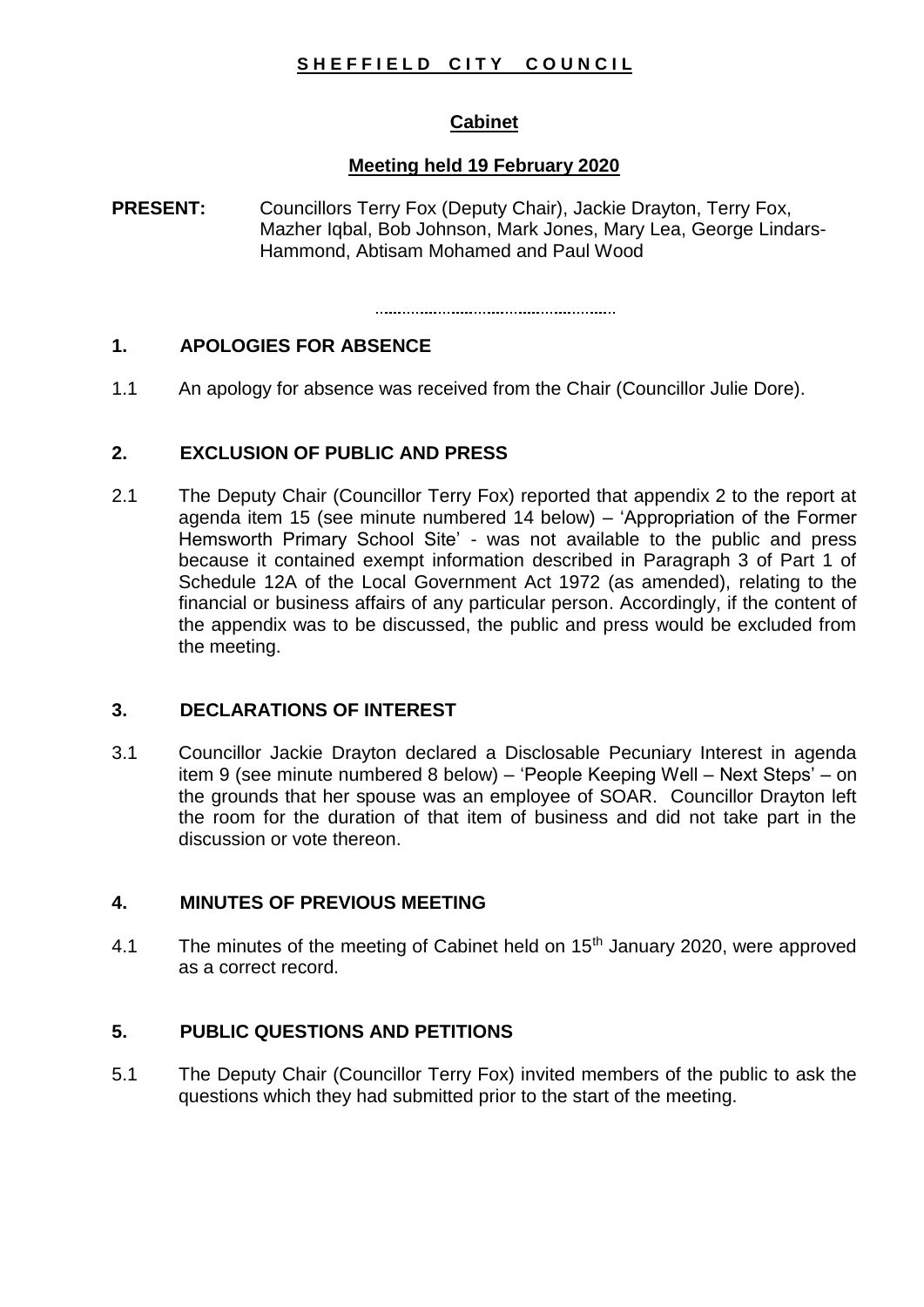# SHEFFIELD CITY COUNCIL

## Cabinet

### Meeting held 19 February 2020

**PRESENT:** Councillors Terry Fox (Deputy Chair), Jackie Drayton, Terry Fox, Mazher Iqbal, Bob Johnson, Mark Jones, Mary Lea, George Lindars-Hammond, Abtisam Mohamed and Paul Wood

---

### 1. APOLOGIES FOR ABSENCE

1.1 An apology for absence was received from the Chair (Councillor Julie Dore).

### 2. EXCLUSION OF PUBLIC AND PRESS

2.1 The Deputy Chair (Councillor Terry Fox) reported that appendix 2 to the report at agenda item 15 (see minute numbered 14 below) – 'Appropriation of the Former Hemsworth Primary School Site' - was not available to the public and press because it contained exempt information described in Paragraph 3 of Part 1 of Schedule 12A of the Local Government Act 1972 (as amended), relating to the financial or business affairs of any particular person. Accordingly, if the content of the appendix was to be discussed, the public and press would be excluded from the meeting.

### 3. DECLARATIONS OF INTEREST

3.1 Councillor Jackie Drayton declared a Disclosable Pecuniary Interest in agenda item 9 (see minute numbered 8 below) – 'People Keeping Well – Next Steps' – on the grounds that her spouse was an employee of SOAR. Councillor Drayton left the room for the duration of that item of business and did not take part in the discussion or vote thereon.

### 4. MINUTES OF PREVIOUS MEETING

4.1 The minutes of the meeting of Cabinet held on 15th January 2020, were approved as a correct record.

### 5. PUBLIC QUESTIONS AND PETITIONS

5.1 The Deputy Chair (Councillor Terry Fox) invited members of the public to ask the questions which they had submitted prior to the start of the meeting.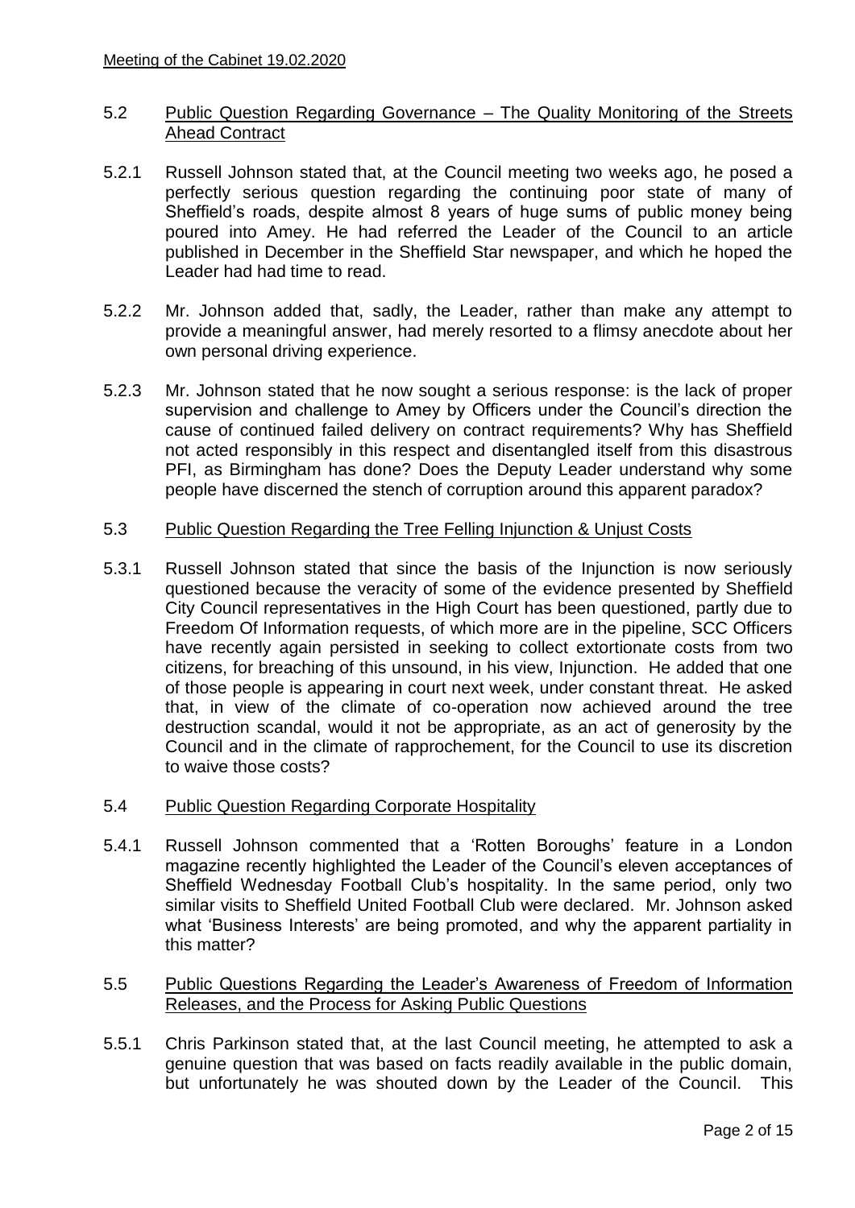### 5.2 Public Question Regarding Governance – The Quality Monitoring of the Streets Ahead Contract

5.2.1 Russell Johnson stated that, at the Council meeting two weeks ago, he posed a perfectly serious question regarding the continuing poor state of many of Sheffield's roads, despite almost 8 years of huge sums of public money being poured into Amey. He had referred the Leader of the Council to an article published in December in the Sheffield Star newspaper, and which he hoped the Leader had had time to read.

5.2.2 Mr. Johnson added that, sadly, the Leader, rather than make any attempt to provide a meaningful answer, had merely resorted to a flimsy anecdote about her own personal driving experience.

5.2.3 Mr. Johnson stated that he now sought a serious response: is the lack of proper supervision and challenge to Amey by Officers under the Council's direction the cause of continued failed delivery on contract requirements? Why has Sheffield not acted responsibly in this respect and disentangled itself from this disastrous PFI, as Birmingham has done? Does the Deputy Leader understand why some people have discerned the stench of corruption around this apparent paradox?

### 5.3 Public Question Regarding the Tree Felling Injunction & Unjust Costs

5.3.1 Russell Johnson stated that since the basis of the Injunction is now seriously questioned because the veracity of some of the evidence presented by Sheffield City Council representatives in the High Court has been questioned, partly due to Freedom Of Information requests, of which more are in the pipeline, SCC Officers have recently again persisted in seeking to collect extortionate costs from two citizens, for breaching of this unsound, in his view, Injunction. He added that one of those people is appearing in court next week, under constant threat. He asked that, in view of the climate of co-operation now achieved around the tree destruction scandal, would it not be appropriate, as an act of generosity by the Council and in the climate of rapprochement, for the Council to use its discretion to waive those costs?

### 5.4 Public Question Regarding Corporate Hospitality

5.4.1 Russell Johnson commented that a 'Rotten Boroughs' feature in a London magazine recently highlighted the Leader of the Council's eleven acceptances of Sheffield Wednesday Football Club's hospitality. In the same period, only two similar visits to Sheffield United Football Club were declared. Mr. Johnson asked what 'Business Interests' are being promoted, and why the apparent partiality in this matter?

### 5.5 Public Questions Regarding the Leader's Awareness of Freedom of Information Releases, and the Process for Asking Public Questions

5.5.1 Chris Parkinson stated that, at the last Council meeting, he attempted to ask a genuine question that was based on facts readily available in the public domain, but unfortunately he was shouted down by the Leader of the Council. This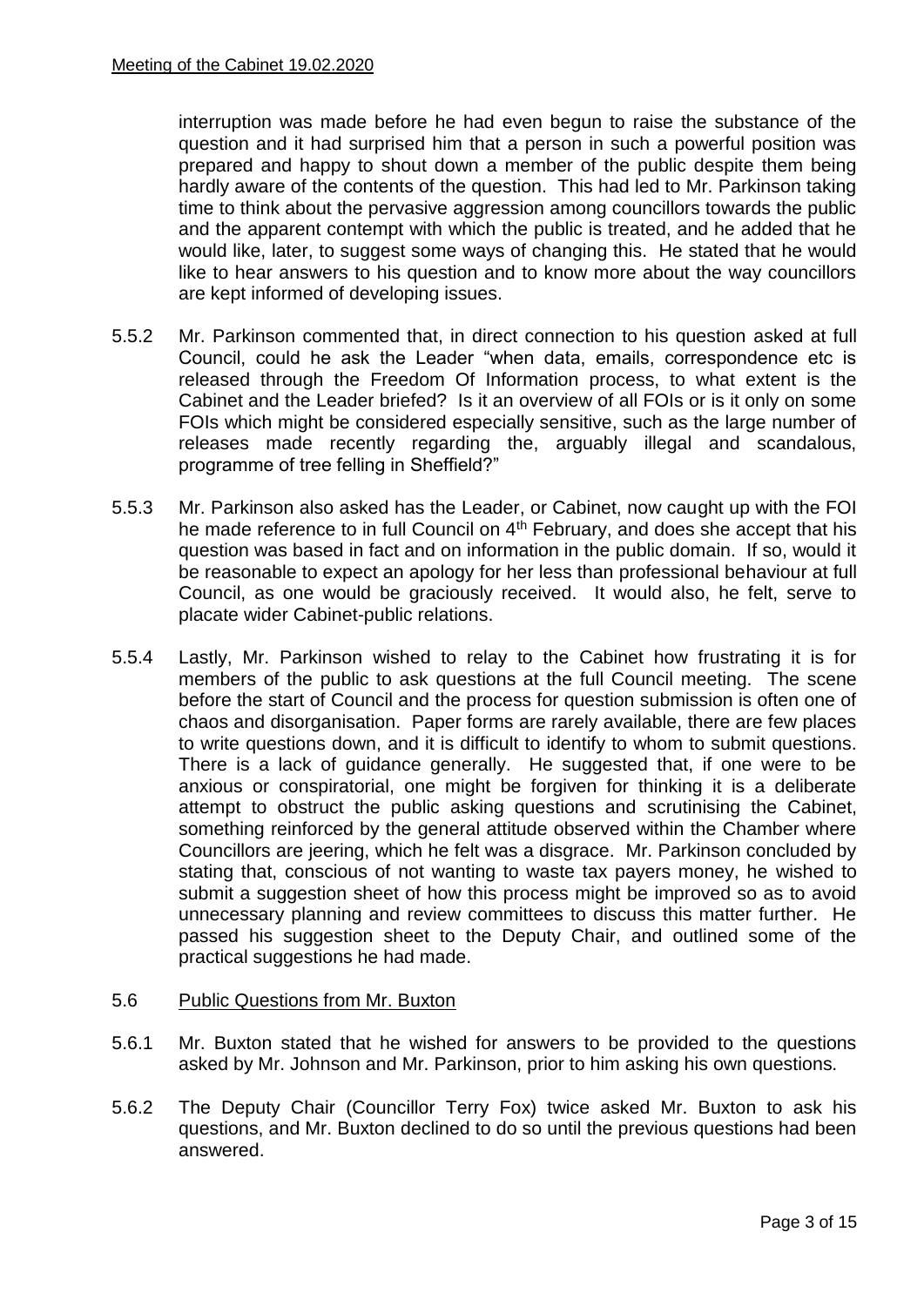interruption was made before he had even begun to raise the substance of the question and it had surprised him that a person in such a powerful position was prepared and happy to shout down a member of the public despite them being hardly aware of the contents of the question. This had led to Mr. Parkinson taking time to think about the pervasive aggression among councillors towards the public and the apparent contempt with which the public is treated, and he added that he would like, later, to suggest some ways of changing this. He stated that he would like to hear answers to his question and to know more about the way councillors are kept informed of developing issues.

5.5.2 Mr. Parkinson commented that, in direct connection to his question asked at full Council, could he ask the Leader "when data, emails, correspondence etc is released through the Freedom Of Information process, to what extent is the Cabinet and the Leader briefed? Is it an overview of all FOIs or is it only on some FOIs which might be considered especially sensitive, such as the large number of releases made recently regarding the, arguably illegal and scandalous, programme of tree felling in Sheffield?"

5.5.3 Mr. Parkinson also asked has the Leader, or Cabinet, now caught up with the FOI he made reference to in full Council on 4th February, and does she accept that his question was based in fact and on information in the public domain. If so, would it be reasonable to expect an apology for her less than professional behaviour at full Council, as one would be graciously received. It would also, he felt, serve to placate wider Cabinet-public relations.

5.5.4 Lastly, Mr. Parkinson wished to relay to the Cabinet how frustrating it is for members of the public to ask questions at the full Council meeting. The scene before the start of Council and the process for question submission is often one of chaos and disorganisation. Paper forms are rarely available, there are few places to write questions down, and it is difficult to identify to whom to submit questions. There is a lack of guidance generally. He suggested that, if one were to be anxious or conspiratorial, one might be forgiven for thinking it is a deliberate attempt to obstruct the public asking questions and scrutinising the Cabinet, something reinforced by the general attitude observed within the Chamber where Councillors are jeering, which he felt was a disgrace. Mr. Parkinson concluded by stating that, conscious of not wanting to waste tax payers money, he wished to submit a suggestion sheet of how this process might be improved so as to avoid unnecessary planning and review committees to discuss this matter further. He passed his suggestion sheet to the Deputy Chair, and outlined some of the practical suggestions he had made.

5.6 <u>Public Questions from Mr. Buxton</u>

5.6.1 Mr. Buxton stated that he wished for answers to be provided to the questions asked by Mr. Johnson and Mr. Parkinson, prior to him asking his own questions.

5.6.2 The Deputy Chair (Councillor Terry Fox) twice asked Mr. Buxton to ask his questions, and Mr. Buxton declined to do so until the previous questions had been answered.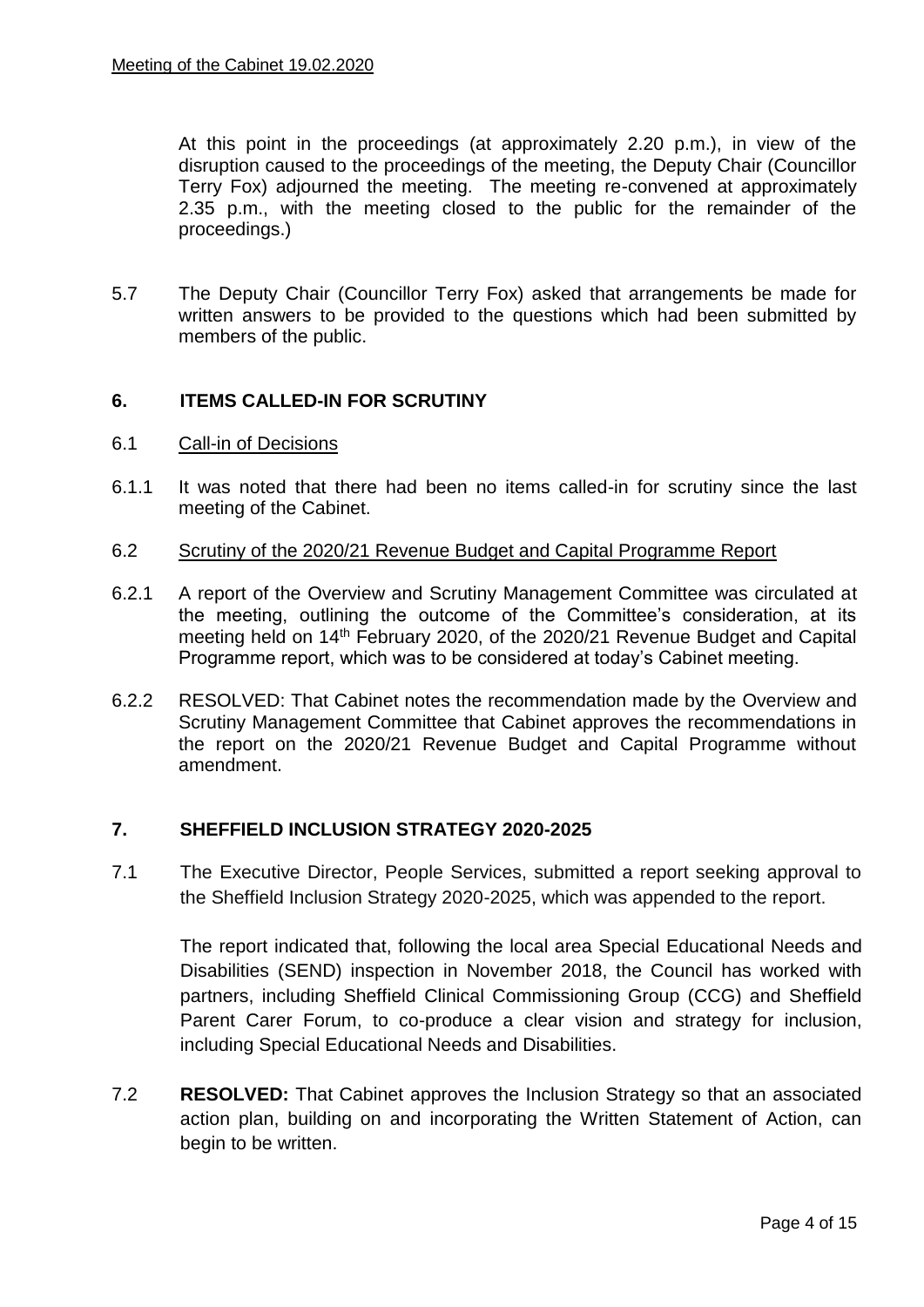At this point in the proceedings (at approximately 2.20 p.m.), in view of the disruption caused to the proceedings of the meeting, the Deputy Chair (Councillor Terry Fox) adjourned the meeting. The meeting re-convened at approximately 2.35 p.m., with the meeting closed to the public for the remainder of the proceedings.)

5.7 The Deputy Chair (Councillor Terry Fox) asked that arrangements be made for written answers to be provided to the questions which had been submitted by members of the public.

## 6. ITEMS CALLED-IN FOR SCRUTINY

6.1 Call-in of Decisions

6.1.1 It was noted that there had been no items called-in for scrutiny since the last meeting of the Cabinet.

6.2 Scrutiny of the 2020/21 Revenue Budget and Capital Programme Report

6.2.1 A report of the Overview and Scrutiny Management Committee was circulated at the meeting, outlining the outcome of the Committee's consideration, at its meeting held on 14th February 2020, of the 2020/21 Revenue Budget and Capital Programme report, which was to be considered at today's Cabinet meeting.

6.2.2 RESOLVED: That Cabinet notes the recommendation made by the Overview and Scrutiny Management Committee that Cabinet approves the recommendations in the report on the 2020/21 Revenue Budget and Capital Programme without amendment.

## 7. SHEFFIELD INCLUSION STRATEGY 2020-2025

7.1 The Executive Director, People Services, submitted a report seeking approval to the Sheffield Inclusion Strategy 2020-2025, which was appended to the report.

The report indicated that, following the local area Special Educational Needs and Disabilities (SEND) inspection in November 2018, the Council has worked with partners, including Sheffield Clinical Commissioning Group (CCG) and Sheffield Parent Carer Forum, to co-produce a clear vision and strategy for inclusion, including Special Educational Needs and Disabilities.

7.2 **RESOLVED:** That Cabinet approves the Inclusion Strategy so that an associated action plan, building on and incorporating the Written Statement of Action, can begin to be written.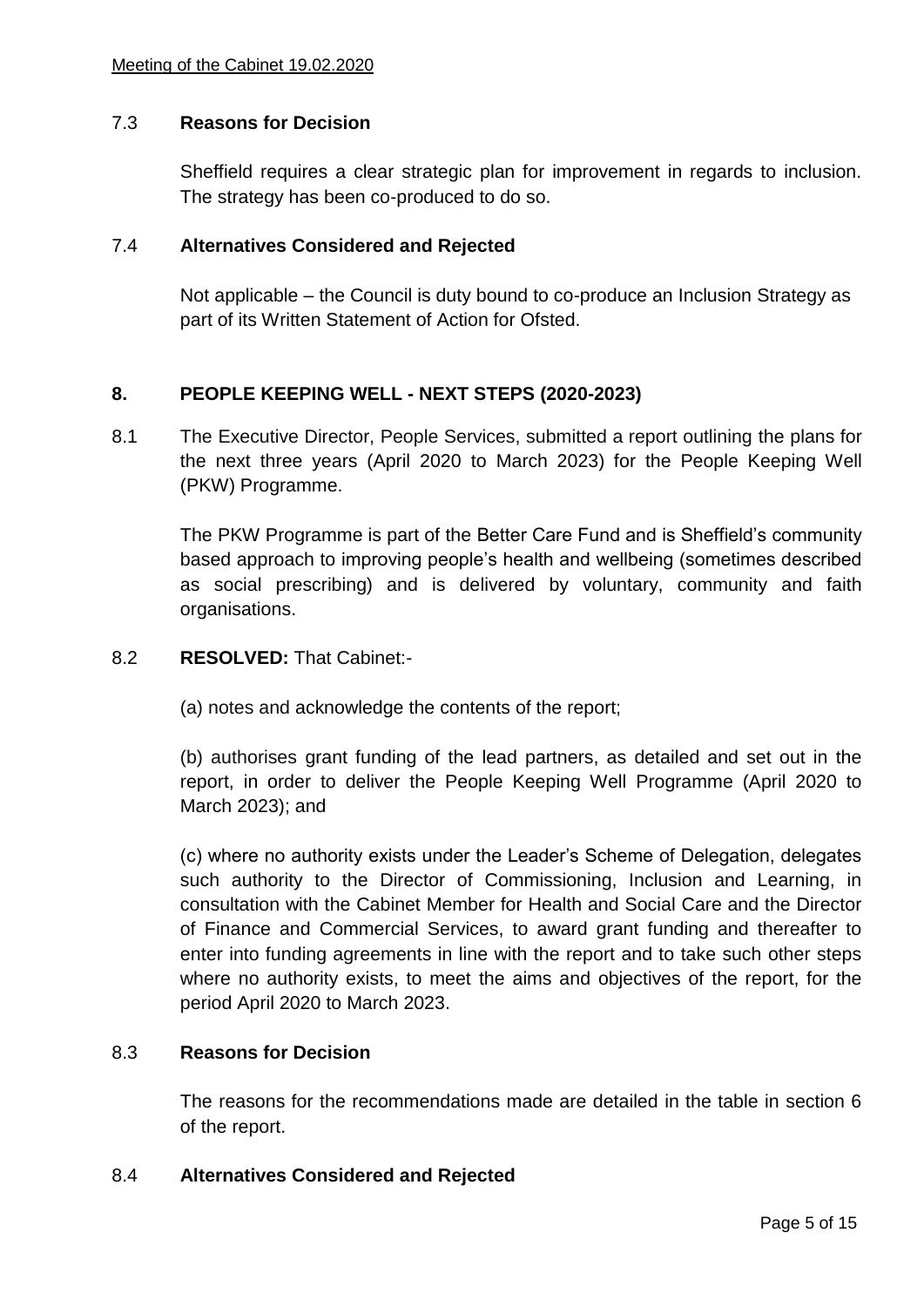7.3 **Reasons for Decision**

Sheffield requires a clear strategic plan for improvement in regards to inclusion. The strategy has been co-produced to do so.

7.4 **Alternatives Considered and Rejected**

Not applicable – the Council is duty bound to co-produce an Inclusion Strategy as part of its Written Statement of Action for Ofsted.

## 8. PEOPLE KEEPING WELL - NEXT STEPS (2020-2023)

8.1 The Executive Director, People Services, submitted a report outlining the plans for the next three years (April 2020 to March 2023) for the People Keeping Well (PKW) Programme.

The PKW Programme is part of the Better Care Fund and is Sheffield's community based approach to improving people's health and wellbeing (sometimes described as social prescribing) and is delivered by voluntary, community and faith organisations.

8.2 **RESOLVED:** That Cabinet:-

(a) notes and acknowledge the contents of the report;

(b) authorises grant funding of the lead partners, as detailed and set out in the report, in order to deliver the People Keeping Well Programme (April 2020 to March 2023); and

(c) where no authority exists under the Leader's Scheme of Delegation, delegates such authority to the Director of Commissioning, Inclusion and Learning, in consultation with the Cabinet Member for Health and Social Care and the Director of Finance and Commercial Services, to award grant funding and thereafter to enter into funding agreements in line with the report and to take such other steps where no authority exists, to meet the aims and objectives of the report, for the period April 2020 to March 2023.

8.3 **Reasons for Decision**

The reasons for the recommendations made are detailed in the table in section 6 of the report.

8.4 **Alternatives Considered and Rejected**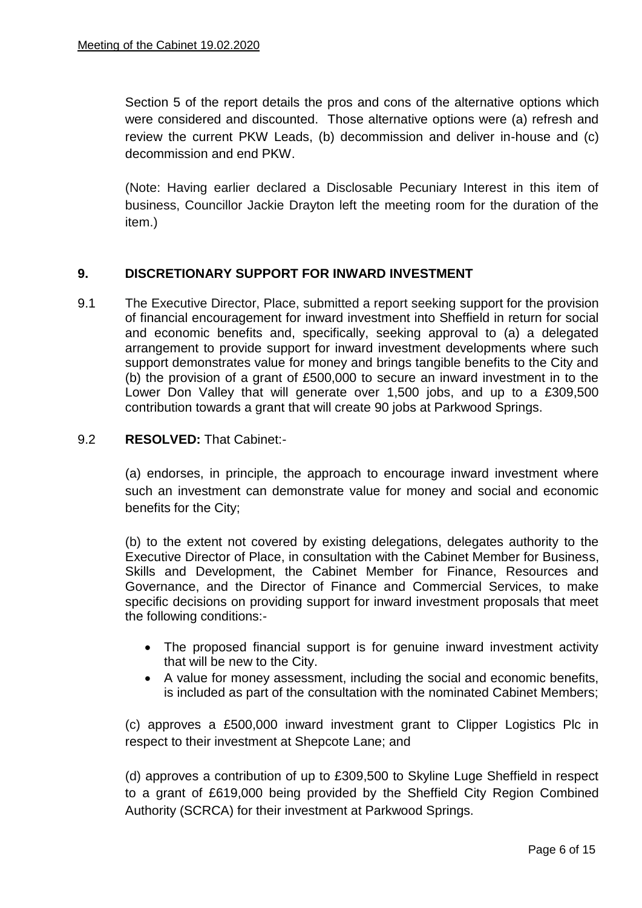Section 5 of the report details the pros and cons of the alternative options which were considered and discounted. Those alternative options were (a) refresh and review the current PKW Leads, (b) decommission and deliver in-house and (c) decommission and end PKW.

(Note: Having earlier declared a Disclosable Pecuniary Interest in this item of business, Councillor Jackie Drayton left the meeting room for the duration of the item.)

## 9. DISCRETIONARY SUPPORT FOR INWARD INVESTMENT

9.1 The Executive Director, Place, submitted a report seeking support for the provision of financial encouragement for inward investment into Sheffield in return for social and economic benefits and, specifically, seeking approval to (a) a delegated arrangement to provide support for inward investment developments where such support demonstrates value for money and brings tangible benefits to the City and (b) the provision of a grant of £500,000 to secure an inward investment in to the Lower Don Valley that will generate over 1,500 jobs, and up to a £309,500 contribution towards a grant that will create 90 jobs at Parkwood Springs.

9.2 **RESOLVED:** That Cabinet:-

(a) endorses, in principle, the approach to encourage inward investment where such an investment can demonstrate value for money and social and economic benefits for the City;

(b) to the extent not covered by existing delegations, delegates authority to the Executive Director of Place, in consultation with the Cabinet Member for Business, Skills and Development, the Cabinet Member for Finance, Resources and Governance, and the Director of Finance and Commercial Services, to make specific decisions on providing support for inward investment proposals that meet the following conditions:-

- The proposed financial support is for genuine inward investment activity that will be new to the City.
- A value for money assessment, including the social and economic benefits, is included as part of the consultation with the nominated Cabinet Members;

(c) approves a £500,000 inward investment grant to Clipper Logistics Plc in respect to their investment at Shepcote Lane; and

(d) approves a contribution of up to £309,500 to Skyline Luge Sheffield in respect to a grant of £619,000 being provided by the Sheffield City Region Combined Authority (SCRCA) for their investment at Parkwood Springs.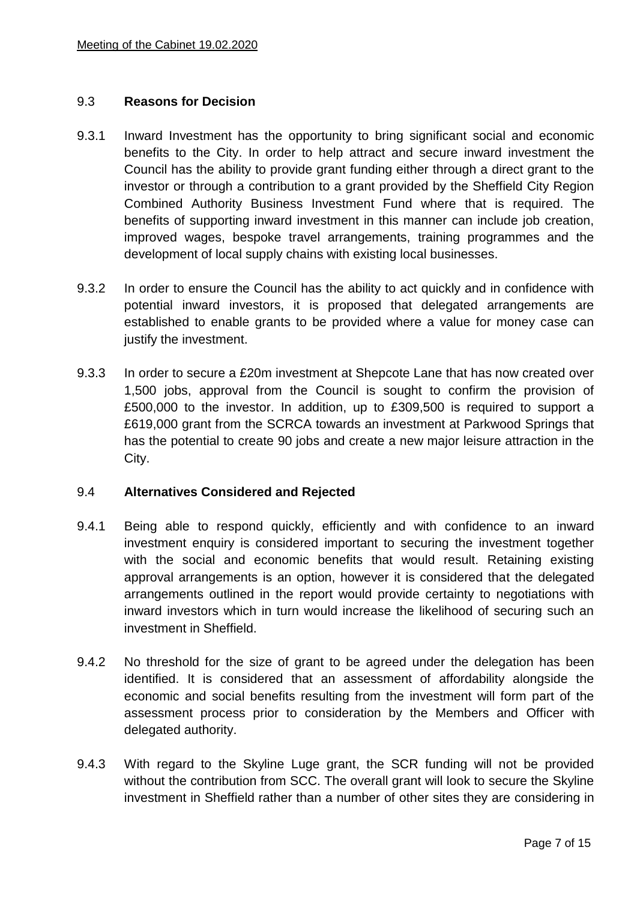### 9.3 **Reasons for Decision**

9.3.1 Inward Investment has the opportunity to bring significant social and economic benefits to the City. In order to help attract and secure inward investment the Council has the ability to provide grant funding either through a direct grant to the investor or through a contribution to a grant provided by the Sheffield City Region Combined Authority Business Investment Fund where that is required. The benefits of supporting inward investment in this manner can include job creation, improved wages, bespoke travel arrangements, training programmes and the development of local supply chains with existing local businesses.

9.3.2 In order to ensure the Council has the ability to act quickly and in confidence with potential inward investors, it is proposed that delegated arrangements are established to enable grants to be provided where a value for money case can justify the investment.

9.3.3 In order to secure a £20m investment at Shepcote Lane that has now created over 1,500 jobs, approval from the Council is sought to confirm the provision of £500,000 to the investor. In addition, up to £309,500 is required to support a £619,000 grant from the SCRCA towards an investment at Parkwood Springs that has the potential to create 90 jobs and create a new major leisure attraction in the City.

### 9.4 **Alternatives Considered and Rejected**

9.4.1 Being able to respond quickly, efficiently and with confidence to an inward investment enquiry is considered important to securing the investment together with the social and economic benefits that would result. Retaining existing approval arrangements is an option, however it is considered that the delegated arrangements outlined in the report would provide certainty to negotiations with inward investors which in turn would increase the likelihood of securing such an investment in Sheffield.

9.4.2 No threshold for the size of grant to be agreed under the delegation has been identified. It is considered that an assessment of affordability alongside the economic and social benefits resulting from the investment will form part of the assessment process prior to consideration by the Members and Officer with delegated authority.

9.4.3 With regard to the Skyline Luge grant, the SCR funding will not be provided without the contribution from SCC. The overall grant will look to secure the Skyline investment in Sheffield rather than a number of other sites they are considering in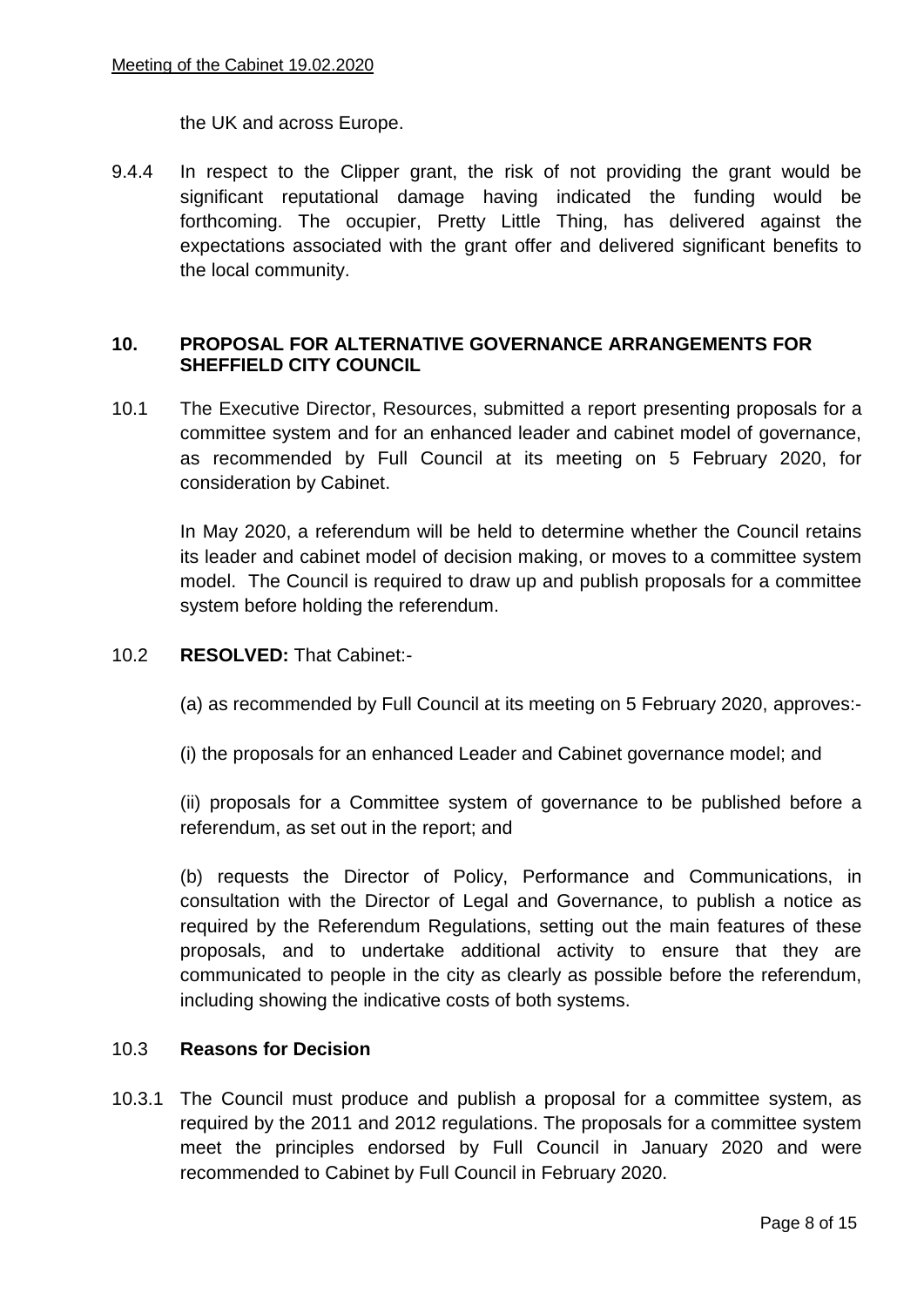the UK and across Europe.

9.4.4 In respect to the Clipper grant, the risk of not providing the grant would be significant reputational damage having indicated the funding would be forthcoming. The occupier, Pretty Little Thing, has delivered against the expectations associated with the grant offer and delivered significant benefits to the local community.

## 10. PROPOSAL FOR ALTERNATIVE GOVERNANCE ARRANGEMENTS FOR SHEFFIELD CITY COUNCIL

10.1 The Executive Director, Resources, submitted a report presenting proposals for a committee system and for an enhanced leader and cabinet model of governance, as recommended by Full Council at its meeting on 5 February 2020, for consideration by Cabinet.

In May 2020, a referendum will be held to determine whether the Council retains its leader and cabinet model of decision making, or moves to a committee system model. The Council is required to draw up and publish proposals for a committee system before holding the referendum.

10.2 **RESOLVED:** That Cabinet:-

(a) as recommended by Full Council at its meeting on 5 February 2020, approves:-

(i) the proposals for an enhanced Leader and Cabinet governance model; and

(ii) proposals for a Committee system of governance to be published before a referendum, as set out in the report; and

(b) requests the Director of Policy, Performance and Communications, in consultation with the Director of Legal and Governance, to publish a notice as required by the Referendum Regulations, setting out the main features of these proposals, and to undertake additional activity to ensure that they are communicated to people in the city as clearly as possible before the referendum, including showing the indicative costs of both systems.

10.3 **Reasons for Decision**

10.3.1 The Council must produce and publish a proposal for a committee system, as required by the 2011 and 2012 regulations. The proposals for a committee system meet the principles endorsed by Full Council in January 2020 and were recommended to Cabinet by Full Council in February 2020.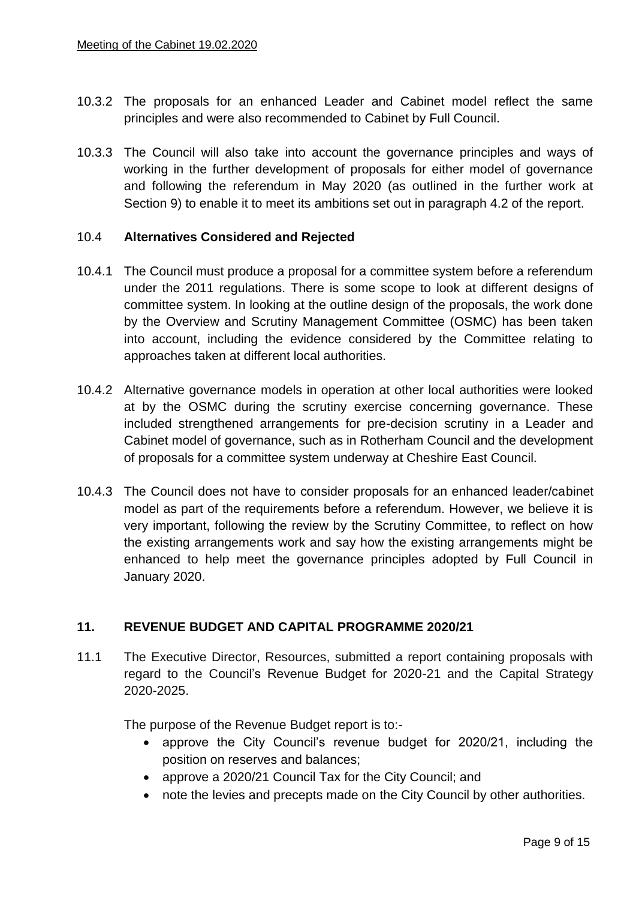10.3.2 The proposals for an enhanced Leader and Cabinet model reflect the same principles and were also recommended to Cabinet by Full Council.

10.3.3 The Council will also take into account the governance principles and ways of working in the further development of proposals for either model of governance and following the referendum in May 2020 (as outlined in the further work at Section 9) to enable it to meet its ambitions set out in paragraph 4.2 of the report.

10.4 **Alternatives Considered and Rejected**

10.4.1 The Council must produce a proposal for a committee system before a referendum under the 2011 regulations. There is some scope to look at different designs of committee system. In looking at the outline design of the proposals, the work done by the Overview and Scrutiny Management Committee (OSMC) has been taken into account, including the evidence considered by the Committee relating to approaches taken at different local authorities.

10.4.2 Alternative governance models in operation at other local authorities were looked at by the OSMC during the scrutiny exercise concerning governance. These included strengthened arrangements for pre-decision scrutiny in a Leader and Cabinet model of governance, such as in Rotherham Council and the development of proposals for a committee system underway at Cheshire East Council.

10.4.3 The Council does not have to consider proposals for an enhanced leader/cabinet model as part of the requirements before a referendum. However, we believe it is very important, following the review by the Scrutiny Committee, to reflect on how the existing arrangements work and say how the existing arrangements might be enhanced to help meet the governance principles adopted by Full Council in January 2020.

## 11. REVENUE BUDGET AND CAPITAL PROGRAMME 2020/21

11.1 The Executive Director, Resources, submitted a report containing proposals with regard to the Council's Revenue Budget for 2020-21 and the Capital Strategy 2020-2025.

The purpose of the Revenue Budget report is to:-

- approve the City Council's revenue budget for 2020/21, including the position on reserves and balances;
- approve a 2020/21 Council Tax for the City Council; and
- note the levies and precepts made on the City Council by other authorities.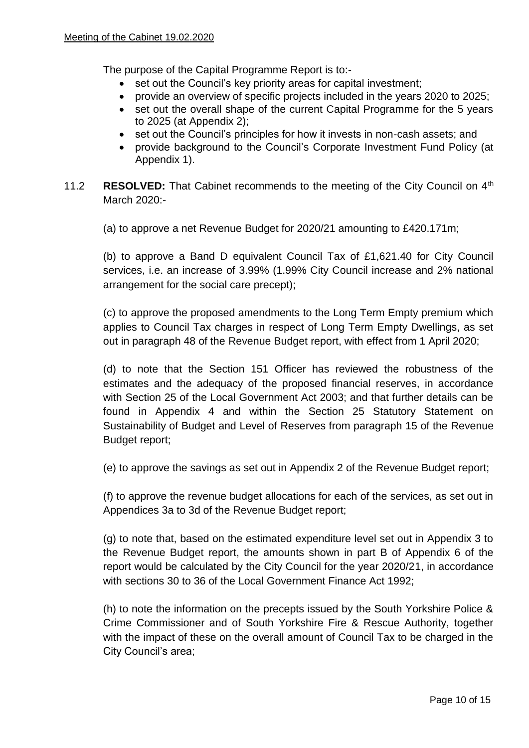The purpose of the Capital Programme Report is to:-

- set out the Council's key priority areas for capital investment;
- provide an overview of specific projects included in the years 2020 to 2025;
- set out the overall shape of the current Capital Programme for the 5 years to 2025 (at Appendix 2);
- set out the Council's principles for how it invests in non-cash assets; and
- provide background to the Council's Corporate Investment Fund Policy (at Appendix 1).

11.2 **RESOLVED:** That Cabinet recommends to the meeting of the City Council on 4th March 2020:-

(a) to approve a net Revenue Budget for 2020/21 amounting to £420.171m;

(b) to approve a Band D equivalent Council Tax of £1,621.40 for City Council services, i.e. an increase of 3.99% (1.99% City Council increase and 2% national arrangement for the social care precept);

(c) to approve the proposed amendments to the Long Term Empty premium which applies to Council Tax charges in respect of Long Term Empty Dwellings, as set out in paragraph 48 of the Revenue Budget report, with effect from 1 April 2020;

(d) to note that the Section 151 Officer has reviewed the robustness of the estimates and the adequacy of the proposed financial reserves, in accordance with Section 25 of the Local Government Act 2003; and that further details can be found in Appendix 4 and within the Section 25 Statutory Statement on Sustainability of Budget and Level of Reserves from paragraph 15 of the Revenue Budget report;

(e) to approve the savings as set out in Appendix 2 of the Revenue Budget report;

(f) to approve the revenue budget allocations for each of the services, as set out in Appendices 3a to 3d of the Revenue Budget report;

(g) to note that, based on the estimated expenditure level set out in Appendix 3 to the Revenue Budget report, the amounts shown in part B of Appendix 6 of the report would be calculated by the City Council for the year 2020/21, in accordance with sections 30 to 36 of the Local Government Finance Act 1992;

(h) to note the information on the precepts issued by the South Yorkshire Police & Crime Commissioner and of South Yorkshire Fire & Rescue Authority, together with the impact of these on the overall amount of Council Tax to be charged in the City Council's area;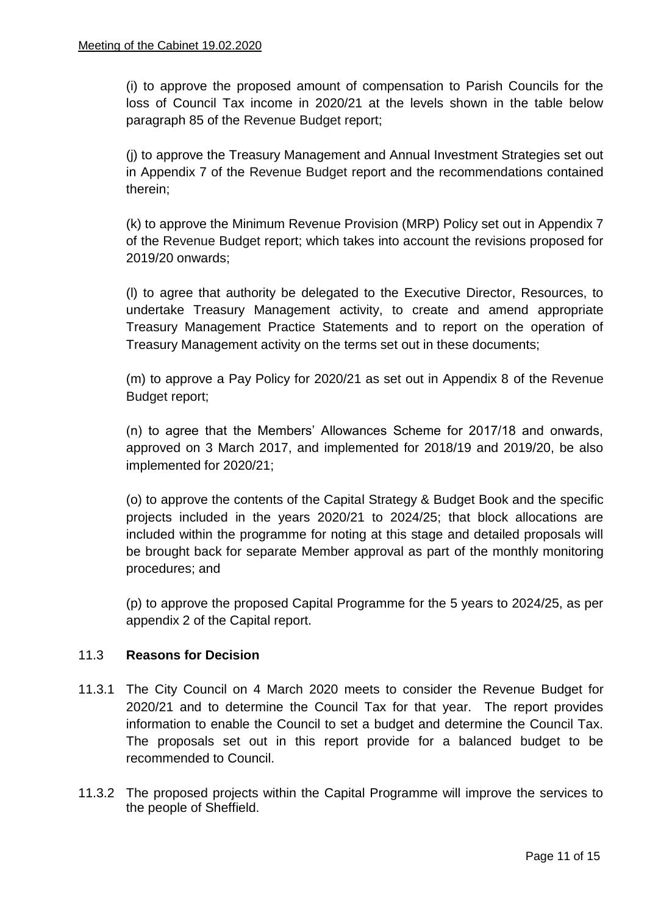(i) to approve the proposed amount of compensation to Parish Councils for the loss of Council Tax income in 2020/21 at the levels shown in the table below paragraph 85 of the Revenue Budget report;

(j) to approve the Treasury Management and Annual Investment Strategies set out in Appendix 7 of the Revenue Budget report and the recommendations contained therein;

(k) to approve the Minimum Revenue Provision (MRP) Policy set out in Appendix 7 of the Revenue Budget report; which takes into account the revisions proposed for 2019/20 onwards;

(l) to agree that authority be delegated to the Executive Director, Resources, to undertake Treasury Management activity, to create and amend appropriate Treasury Management Practice Statements and to report on the operation of Treasury Management activity on the terms set out in these documents;

(m) to approve a Pay Policy for 2020/21 as set out in Appendix 8 of the Revenue Budget report;

(n) to agree that the Members' Allowances Scheme for 2017/18 and onwards, approved on 3 March 2017, and implemented for 2018/19 and 2019/20, be also implemented for 2020/21;

(o) to approve the contents of the Capital Strategy & Budget Book and the specific projects included in the years 2020/21 to 2024/25; that block allocations are included within the programme for noting at this stage and detailed proposals will be brought back for separate Member approval as part of the monthly monitoring procedures; and

(p) to approve the proposed Capital Programme for the 5 years to 2024/25, as per appendix 2 of the Capital report.

11.3 **Reasons for Decision**

11.3.1 The City Council on 4 March 2020 meets to consider the Revenue Budget for 2020/21 and to determine the Council Tax for that year. The report provides information to enable the Council to set a budget and determine the Council Tax. The proposals set out in this report provide for a balanced budget to be recommended to Council.

11.3.2 The proposed projects within the Capital Programme will improve the services to the people of Sheffield.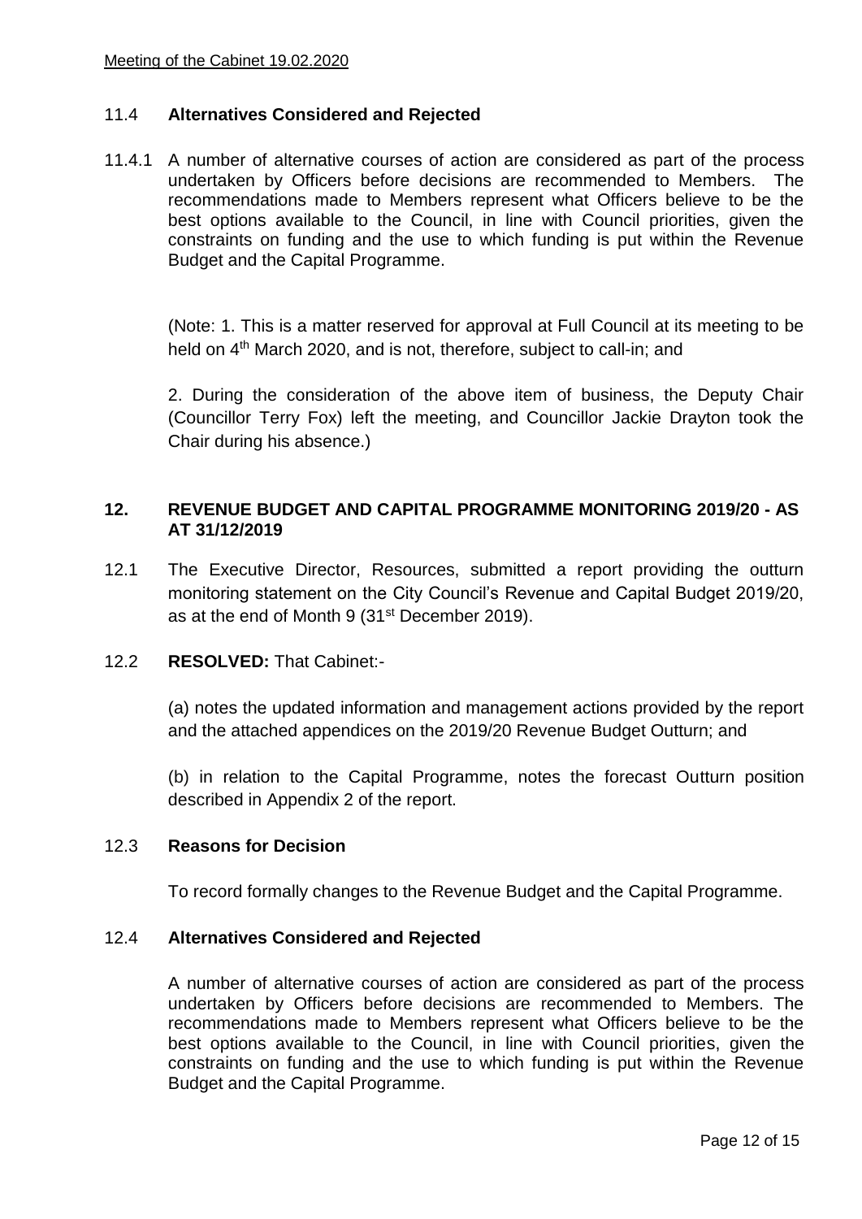### 11.4 **Alternatives Considered and Rejected**

11.4.1 A number of alternative courses of action are considered as part of the process undertaken by Officers before decisions are recommended to Members. The recommendations made to Members represent what Officers believe to be the best options available to the Council, in line with Council priorities, given the constraints on funding and the use to which funding is put within the Revenue Budget and the Capital Programme.

(Note: 1. This is a matter reserved for approval at Full Council at its meeting to be held on 4th March 2020, and is not, therefore, subject to call-in; and

2. During the consideration of the above item of business, the Deputy Chair (Councillor Terry Fox) left the meeting, and Councillor Jackie Drayton took the Chair during his absence.)

## 12. REVENUE BUDGET AND CAPITAL PROGRAMME MONITORING 2019/20 - AS AT 31/12/2019

12.1 The Executive Director, Resources, submitted a report providing the outturn monitoring statement on the City Council's Revenue and Capital Budget 2019/20, as at the end of Month 9 (31st December 2019).

12.2 **RESOLVED:** That Cabinet:-

(a) notes the updated information and management actions provided by the report and the attached appendices on the 2019/20 Revenue Budget Outturn; and

(b) in relation to the Capital Programme, notes the forecast Outturn position described in Appendix 2 of the report.

### 12.3 **Reasons for Decision**

To record formally changes to the Revenue Budget and the Capital Programme.

### 12.4 **Alternatives Considered and Rejected**

A number of alternative courses of action are considered as part of the process undertaken by Officers before decisions are recommended to Members. The recommendations made to Members represent what Officers believe to be the best options available to the Council, in line with Council priorities, given the constraints on funding and the use to which funding is put within the Revenue Budget and the Capital Programme.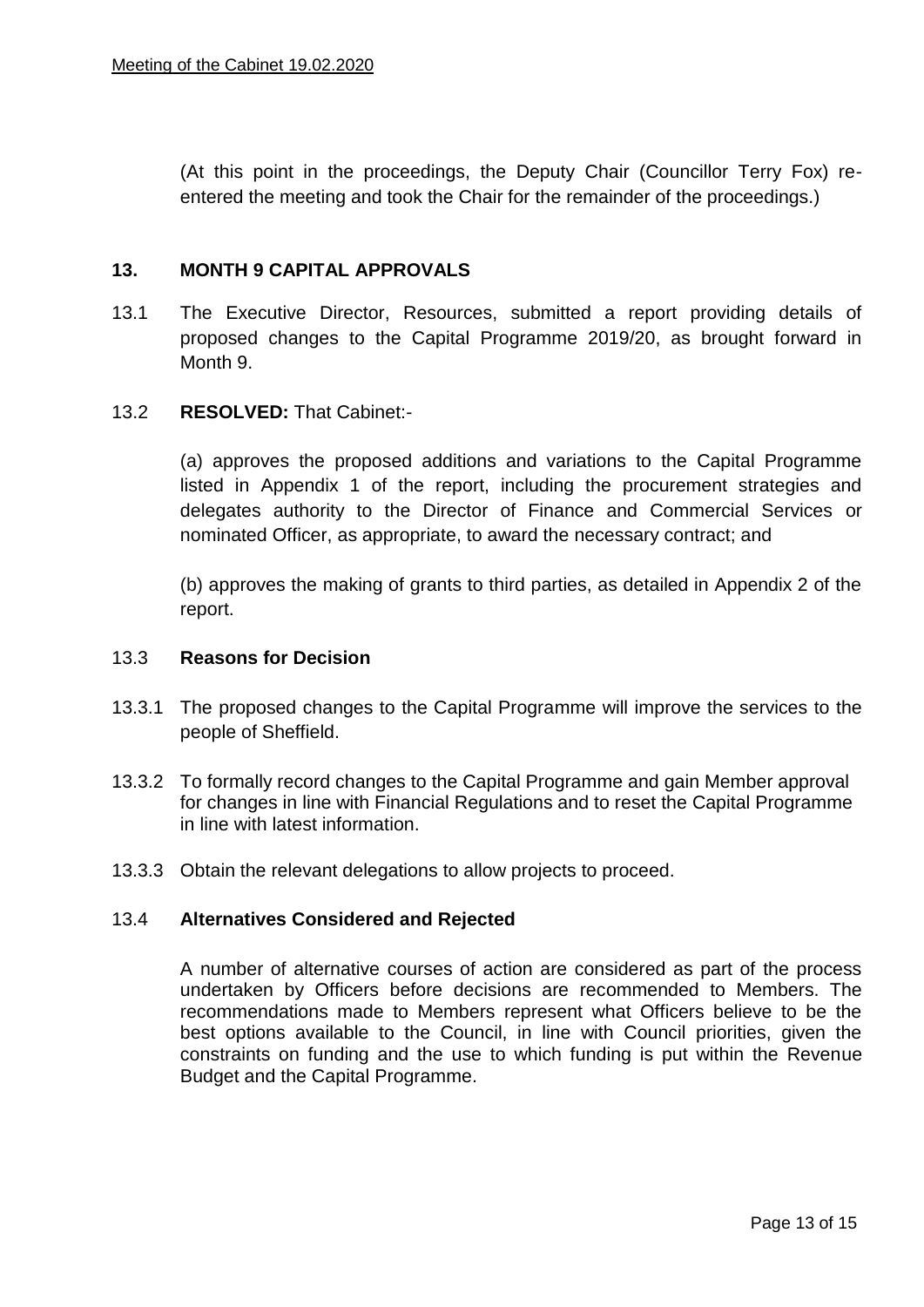(At this point in the proceedings, the Deputy Chair (Councillor Terry Fox) re-entered the meeting and took the Chair for the remainder of the proceedings.)

## 13. MONTH 9 CAPITAL APPROVALS

13.1 The Executive Director, Resources, submitted a report providing details of proposed changes to the Capital Programme 2019/20, as brought forward in Month 9.

13.2 **RESOLVED:** That Cabinet:-

(a) approves the proposed additions and variations to the Capital Programme listed in Appendix 1 of the report, including the procurement strategies and delegates authority to the Director of Finance and Commercial Services or nominated Officer, as appropriate, to award the necessary contract; and

(b) approves the making of grants to third parties, as detailed in Appendix 2 of the report.

### 13.3 Reasons for Decision

13.3.1 The proposed changes to the Capital Programme will improve the services to the people of Sheffield.

13.3.2 To formally record changes to the Capital Programme and gain Member approval for changes in line with Financial Regulations and to reset the Capital Programme in line with latest information.

13.3.3 Obtain the relevant delegations to allow projects to proceed.

### 13.4 Alternatives Considered and Rejected

A number of alternative courses of action are considered as part of the process undertaken by Officers before decisions are recommended to Members. The recommendations made to Members represent what Officers believe to be the best options available to the Council, in line with Council priorities, given the constraints on funding and the use to which funding is put within the Revenue Budget and the Capital Programme.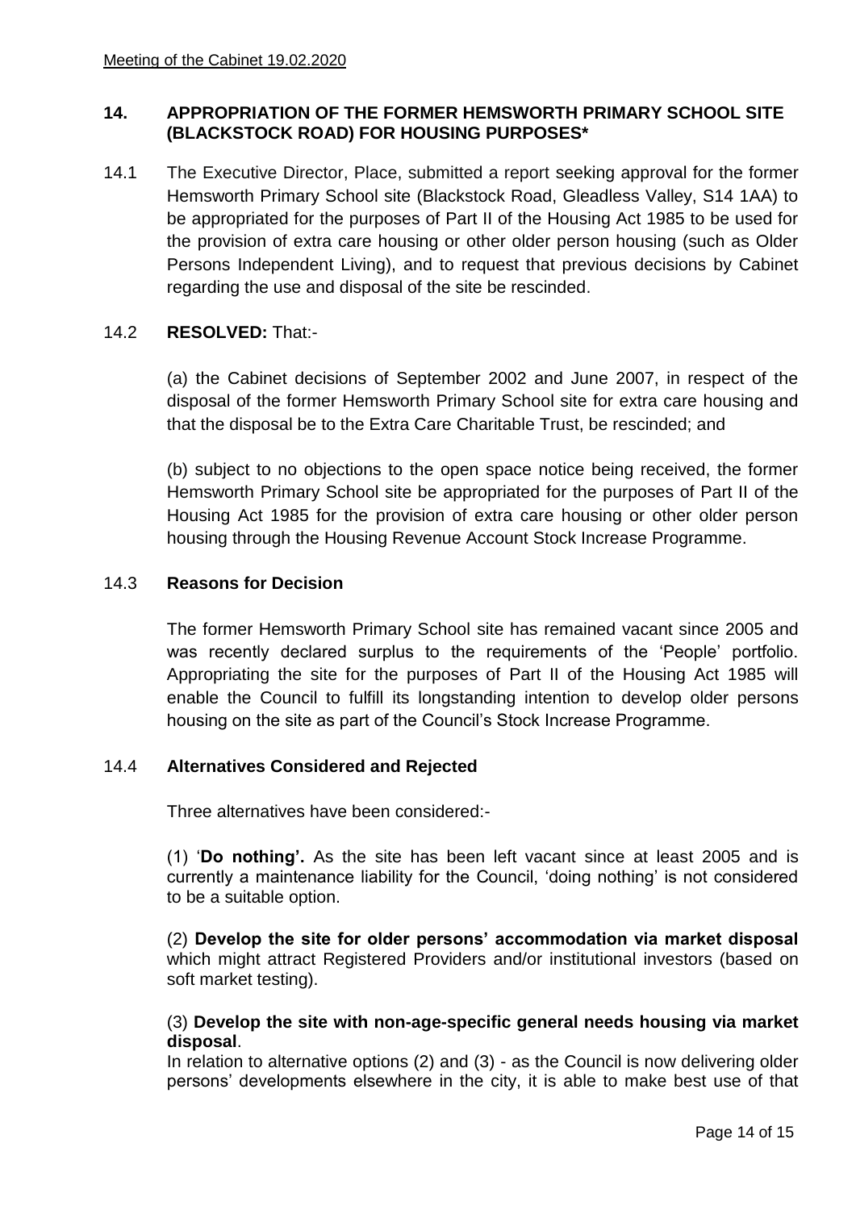## 14. APPROPRIATION OF THE FORMER HEMSWORTH PRIMARY SCHOOL SITE (BLACKSTOCK ROAD) FOR HOUSING PURPOSES*

14.1 The Executive Director, Place, submitted a report seeking approval for the former Hemsworth Primary School site (Blackstock Road, Gleadless Valley, S14 1AA) to be appropriated for the purposes of Part II of the Housing Act 1985 to be used for the provision of extra care housing or other older person housing (such as Older Persons Independent Living), and to request that previous decisions by Cabinet regarding the use and disposal of the site be rescinded.

14.2 **RESOLVED:** That:-

(a) the Cabinet decisions of September 2002 and June 2007, in respect of the disposal of the former Hemsworth Primary School site for extra care housing and that the disposal be to the Extra Care Charitable Trust, be rescinded; and

(b) subject to no objections to the open space notice being received, the former Hemsworth Primary School site be appropriated for the purposes of Part II of the Housing Act 1985 for the provision of extra care housing or other older person housing through the Housing Revenue Account Stock Increase Programme.

14.3 **Reasons for Decision**

The former Hemsworth Primary School site has remained vacant since 2005 and was recently declared surplus to the requirements of the 'People' portfolio. Appropriating the site for the purposes of Part II of the Housing Act 1985 will enable the Council to fulfill its longstanding intention to develop older persons housing on the site as part of the Council's Stock Increase Programme.

14.4 **Alternatives Considered and Rejected**

Three alternatives have been considered:-

(1) '**Do nothing'.** As the site has been left vacant since at least 2005 and is currently a maintenance liability for the Council, 'doing nothing' is not considered to be a suitable option.

(2) **Develop the site for older persons' accommodation via market disposal** which might attract Registered Providers and/or institutional investors (based on soft market testing).

(3) **Develop the site with non-age-specific general needs housing via market disposal**.
In relation to alternative options (2) and (3) - as the Council is now delivering older persons' developments elsewhere in the city, it is able to make best use of that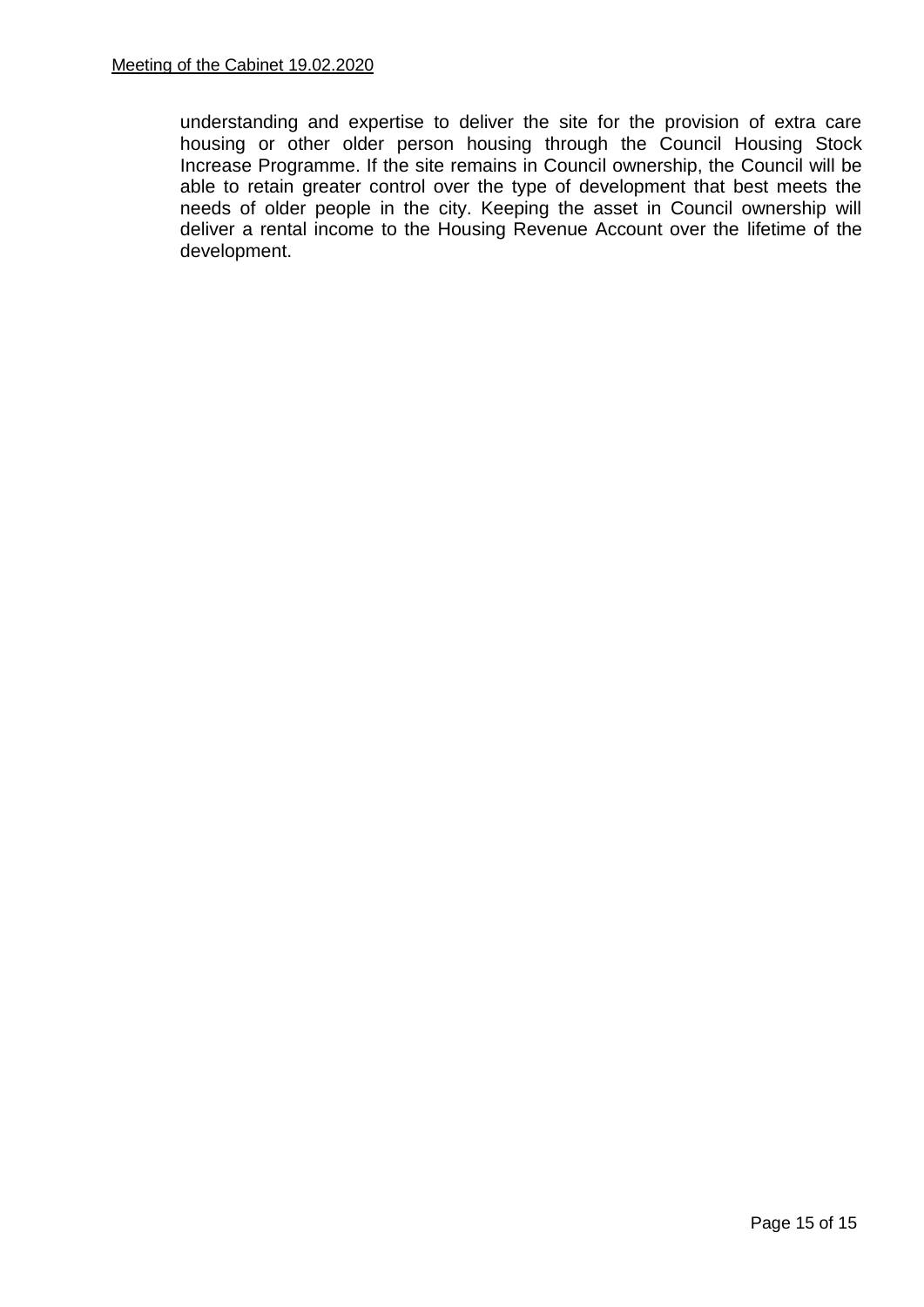understanding and expertise to deliver the site for the provision of extra care housing or other older person housing through the Council Housing Stock Increase Programme. If the site remains in Council ownership, the Council will be able to retain greater control over the type of development that best meets the needs of older people in the city. Keeping the asset in Council ownership will deliver a rental income to the Housing Revenue Account over the lifetime of the development.